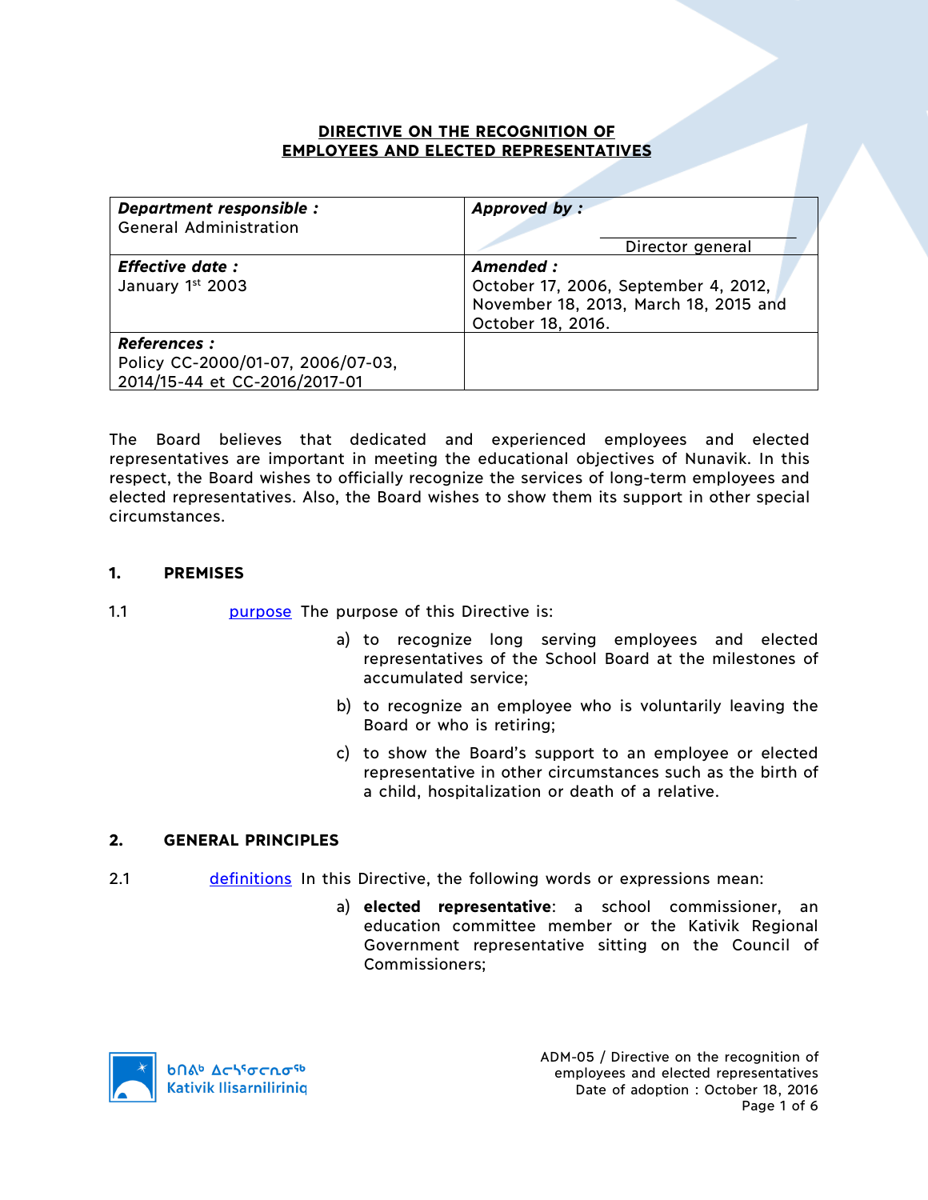# DIRECTIVE ON THE RECOGNITION OF EMPLOYEES AND ELECTED REPRESENTATIVES

| ***Department responsible :*** General Administration | ***Approved by :*** <br><br> Director general |
|---|---|
| ***Effective date :*** January 1st 2003 | ***Amended :*** October 17, 2006, September 4, 2012, November 18, 2013, March 18, 2015 and October 18, 2016. |
| ***References :*** Policy CC-2000/01-07, 2006/07-03, 2014/15-44 et CC-2016/2017-01 | |

The Board believes that dedicated and experienced employees and elected representatives are important in meeting the educational objectives of Nunavik. In this respect, the Board wishes to officially recognize the services of long-term employees and elected representatives. Also, the Board wishes to show them its support in other special circumstances.

## 1. PREMISES

1.1 purpose The purpose of this Directive is:

a) to recognize long serving employees and elected representatives of the School Board at the milestones of accumulated service;

b) to recognize an employee who is voluntarily leaving the Board or who is retiring;

c) to show the Board's support to an employee or elected representative in other circumstances such as the birth of a child, hospitalization or death of a relative.

## 2. GENERAL PRINCIPLES

2.1 definitions In this Directive, the following words or expressions mean:

a) **elected representative**: a school commissioner, an education committee member or the Kativik Regional Government representative sitting on the Council of Commissioners;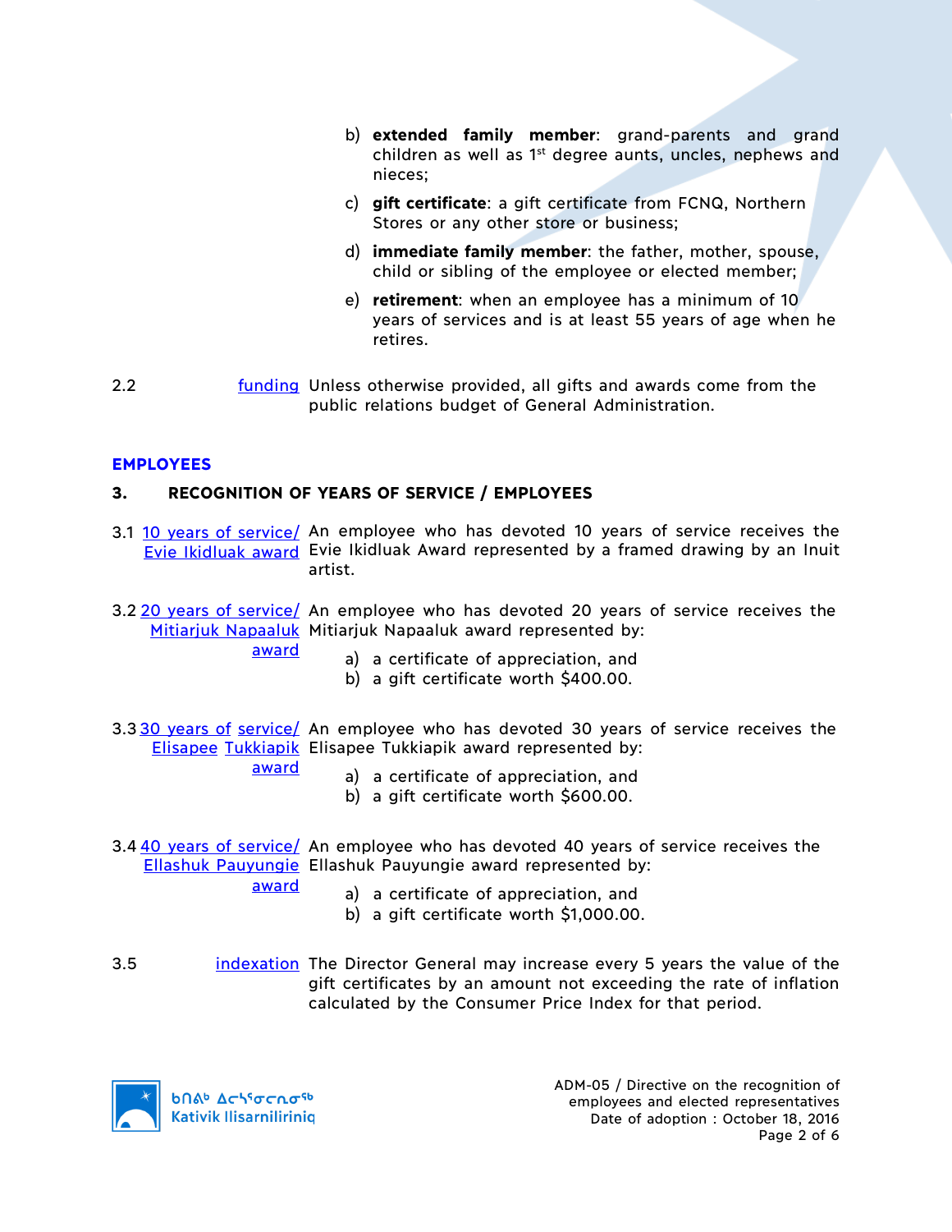b) **extended family member**: grand-parents and grand children as well as 1st degree aunts, uncles, nephews and nieces;

c) **gift certificate**: a gift certificate from FCNQ, Northern Stores or any other store or business;

d) **immediate family member**: the father, mother, spouse, child or sibling of the employee or elected member;

e) **retirement**: when an employee has a minimum of 10 years of services and is at least 55 years of age when he retires.

2.2 funding — Unless otherwise provided, all gifts and awards come from the public relations budget of General Administration.

## EMPLOYEES

### 3. RECOGNITION OF YEARS OF SERVICE / EMPLOYEES

3.1 10 years of service/ Evie Ikidluak award — An employee who has devoted 10 years of service receives the Evie Ikidluak Award represented by a framed drawing by an Inuit artist.

3.2 20 years of service/ Mitiarjuk Napaaluk award — An employee who has devoted 20 years of service receives the Mitiarjuk Napaaluk award represented by:

a) a certificate of appreciation, and
b) a gift certificate worth $400.00.

3.3 30 years of service/ Elisapee Tukkiapik award — An employee who has devoted 30 years of service receives the Elisapee Tukkiapik award represented by:

a) a certificate of appreciation, and
b) a gift certificate worth $600.00.

3.4 40 years of service/ Ellashuk Pauyungie award — An employee who has devoted 40 years of service receives the Ellashuk Pauyungie award represented by:

a) a certificate of appreciation, and
b) a gift certificate worth $1,000.00.

3.5 indexation — The Director General may increase every 5 years the value of the gift certificates by an amount not exceeding the rate of inflation calculated by the Consumer Price Index for that period.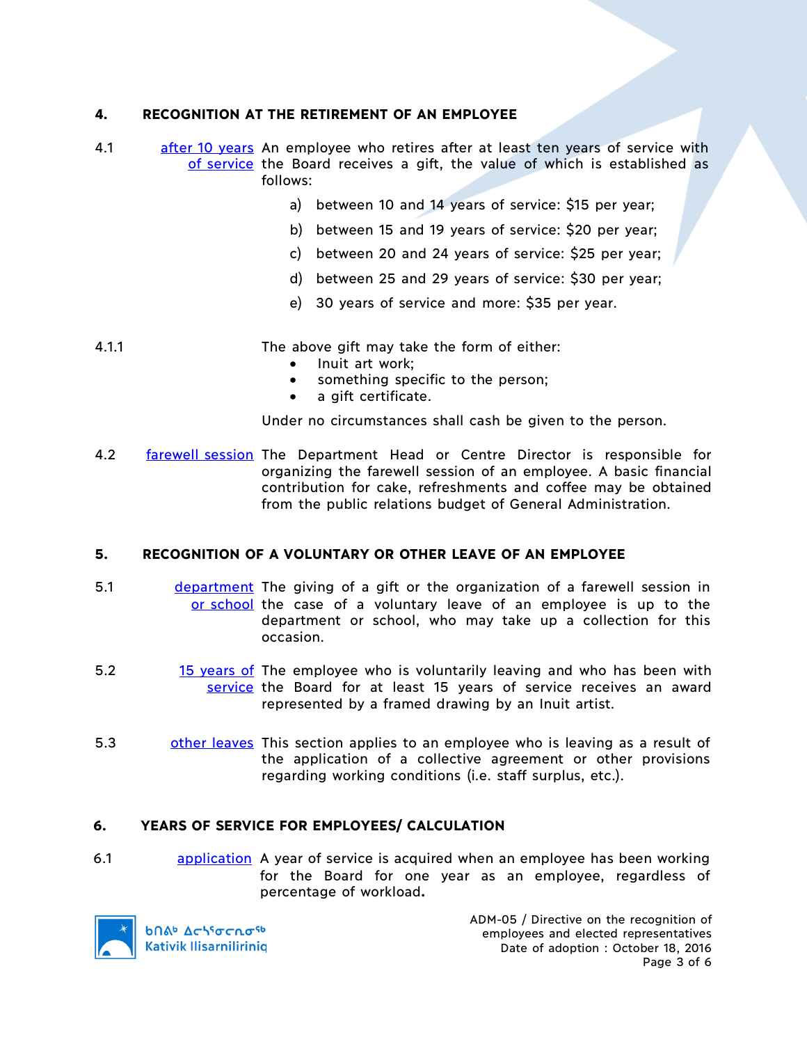## 4. RECOGNITION AT THE RETIREMENT OF AN EMPLOYEE

4.1 after 10 years of service — An employee who retires after at least ten years of service with the Board receives a gift, the value of which is established as follows:

a) between 10 and 14 years of service: $15 per year;

b) between 15 and 19 years of service: $20 per year;

c) between 20 and 24 years of service: $25 per year;

d) between 25 and 29 years of service: $30 per year;

e) 30 years of service and more: $35 per year.

4.1.1 The above gift may take the form of either:

- Inuit art work;
- something specific to the person;
- a gift certificate.

Under no circumstances shall cash be given to the person.

4.2 farewell session — The Department Head or Centre Director is responsible for organizing the farewell session of an employee. A basic financial contribution for cake, refreshments and coffee may be obtained from the public relations budget of General Administration.

## 5. RECOGNITION OF A VOLUNTARY OR OTHER LEAVE OF AN EMPLOYEE

5.1 department or school — The giving of a gift or the organization of a farewell session in the case of a voluntary leave of an employee is up to the department or school, who may take up a collection for this occasion.

5.2 15 years of service — The employee who is voluntarily leaving and who has been with the Board for at least 15 years of service receives an award represented by a framed drawing by an Inuit artist.

5.3 other leaves — This section applies to an employee who is leaving as a result of the application of a collective agreement or other provisions regarding working conditions (i.e. staff surplus, etc.).

## 6. YEARS OF SERVICE FOR EMPLOYEES/ CALCULATION

6.1 application — A year of service is acquired when an employee has been working for the Board for one year as an employee, regardless of percentage of workload.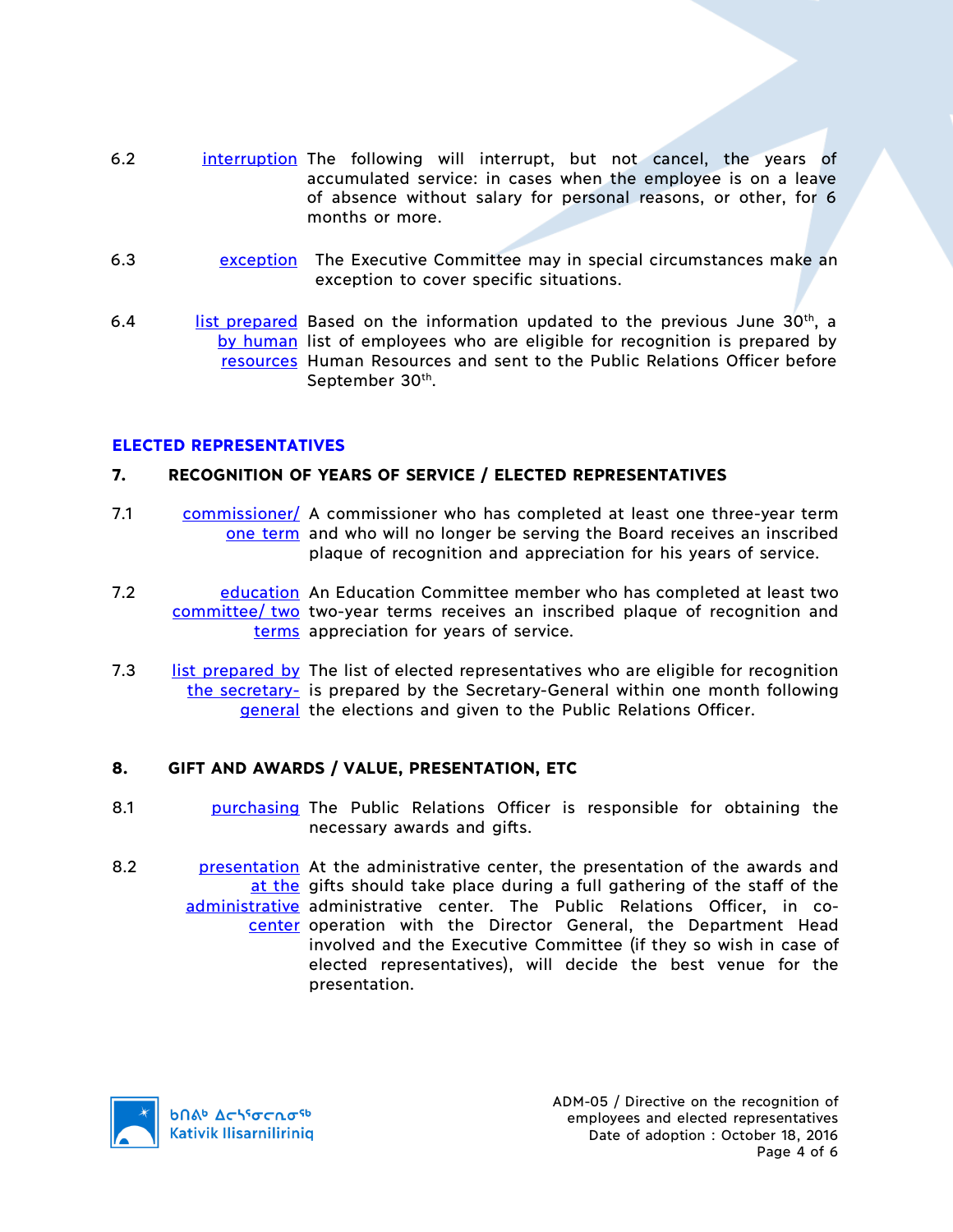6.2 interruption The following will interrupt, but not cancel, the years of accumulated service: in cases when the employee is on a leave of absence without salary for personal reasons, or other, for 6 months or more.

6.3 exception The Executive Committee may in special circumstances make an exception to cover specific situations.

6.4 list prepared by human resources Based on the information updated to the previous June 30th, a list of employees who are eligible for recognition is prepared by Human Resources and sent to the Public Relations Officer before September 30th.

## ELECTED REPRESENTATIVES

### 7. RECOGNITION OF YEARS OF SERVICE / ELECTED REPRESENTATIVES

7.1 commissioner/ one term A commissioner who has completed at least one three-year term and who will no longer be serving the Board receives an inscribed plaque of recognition and appreciation for his years of service.

7.2 education committee/ two terms An Education Committee member who has completed at least two two-year terms receives an inscribed plaque of recognition and appreciation for years of service.

7.3 list prepared by the secretary-general The list of elected representatives who are eligible for recognition is prepared by the Secretary-General within one month following the elections and given to the Public Relations Officer.

### 8. GIFT AND AWARDS / VALUE, PRESENTATION, ETC

8.1 purchasing The Public Relations Officer is responsible for obtaining the necessary awards and gifts.

8.2 presentation at the administrative center At the administrative center, the presentation of the awards and gifts should take place during a full gathering of the staff of the administrative center. The Public Relations Officer, in co-operation with the Director General, the Department Head involved and the Executive Committee (if they so wish in case of elected representatives), will decide the best venue for the presentation.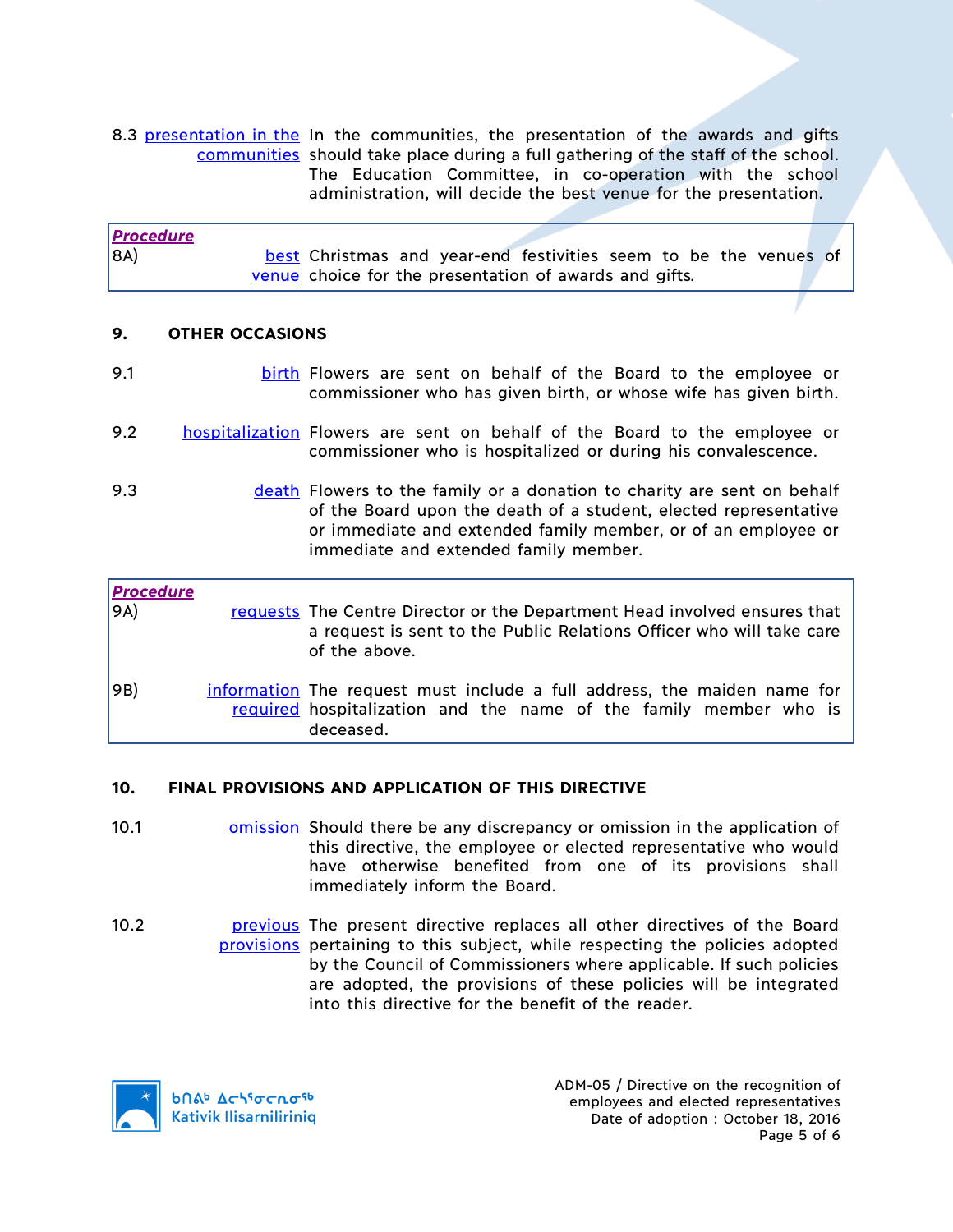8.3 presentation in the communities In the communities, the presentation of the awards and gifts should take place during a full gathering of the staff of the school. The Education Committee, in co-operation with the school administration, will decide the best venue for the presentation.

> ***Procedure***
>
> 8A) best venue Christmas and year-end festivities seem to be the venues of choice for the presentation of awards and gifts.

## 9. OTHER OCCASIONS

9.1 birth Flowers are sent on behalf of the Board to the employee or commissioner who has given birth, or whose wife has given birth.

9.2 hospitalization Flowers are sent on behalf of the Board to the employee or commissioner who is hospitalized or during his convalescence.

9.3 death Flowers to the family or a donation to charity are sent on behalf of the Board upon the death of a student, elected representative or immediate and extended family member, or of an employee or immediate and extended family member.

> ***Procedure***
>
> 9A) requests The Centre Director or the Department Head involved ensures that a request is sent to the Public Relations Officer who will take care of the above.
>
> 9B) information required The request must include a full address, the maiden name for hospitalization and the name of the family member who is deceased.

## 10. FINAL PROVISIONS AND APPLICATION OF THIS DIRECTIVE

10.1 omission Should there be any discrepancy or omission in the application of this directive, the employee or elected representative who would have otherwise benefited from one of its provisions shall immediately inform the Board.

10.2 previous provisions The present directive replaces all other directives of the Board pertaining to this subject, while respecting the policies adopted by the Council of Commissioners where applicable. If such policies are adopted, the provisions of these policies will be integrated into this directive for the benefit of the reader.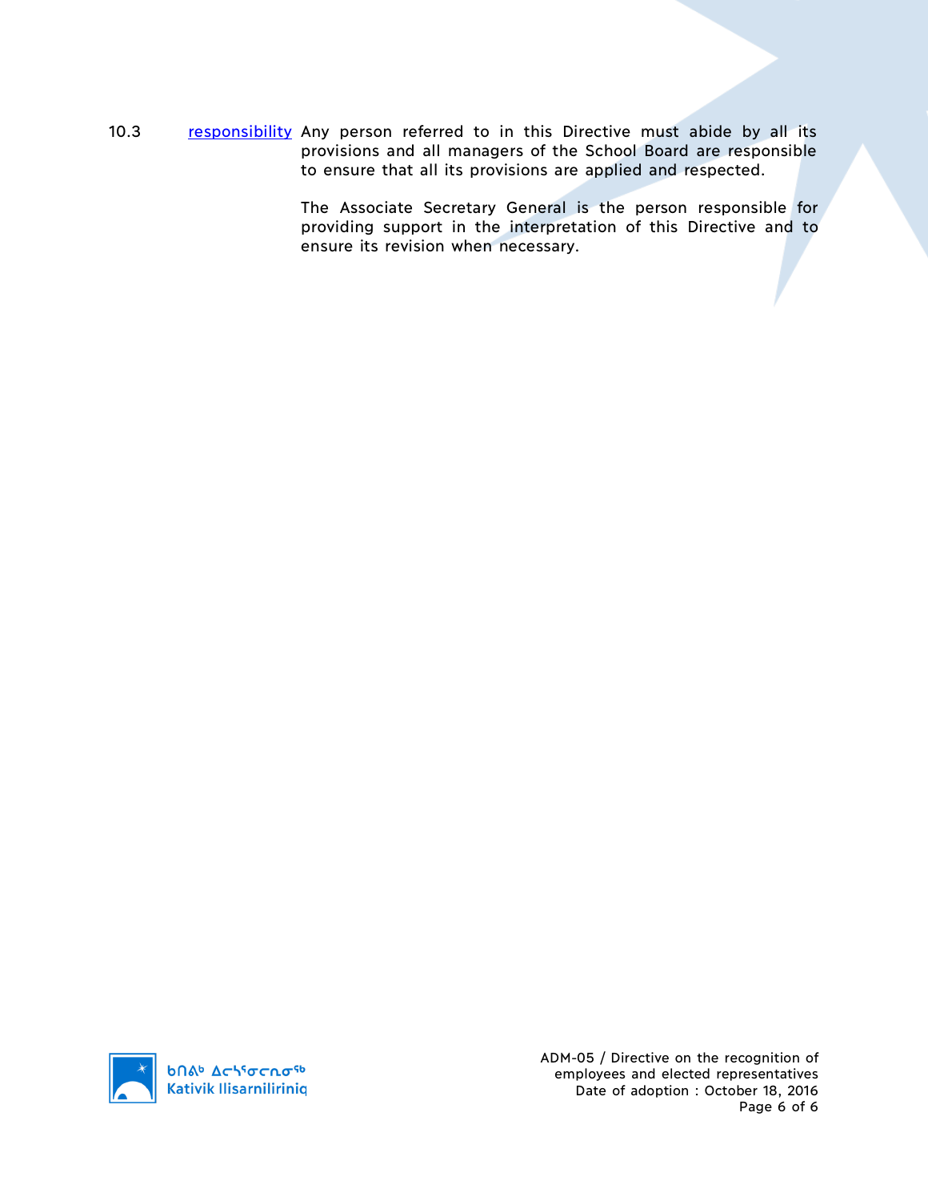10.3 responsibility Any person referred to in this Directive must abide by all its provisions and all managers of the School Board are responsible to ensure that all its provisions are applied and respected.

The Associate Secretary General is the person responsible for providing support in the interpretation of this Directive and to ensure its revision when necessary.